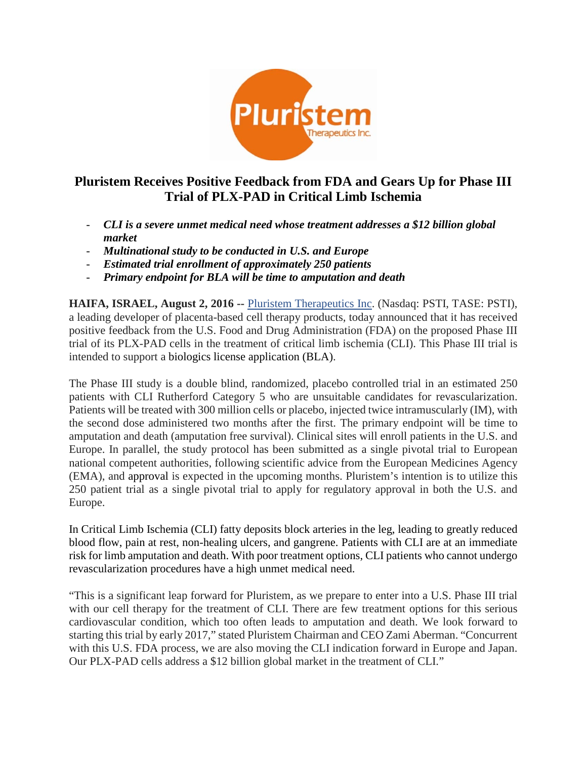# Pluristem Receives Positive Feedback from FDA and Gears Up for Phase III Trial of PLX-PAD in Critical Limb Ischemia

- ***CLI is a severe unmet medical need whose treatment addresses a $12 billion global market***
- ***Multinational study to be conducted in U.S. and Europe***
- ***Estimated trial enrollment of approximately 250 patients***
- ***Primary endpoint for BLA will be time to amputation and death***

**HAIFA, ISRAEL, August 2, 2016 --** Pluristem Therapeutics Inc. (Nasdaq: PSTI, TASE: PSTI), a leading developer of placenta-based cell therapy products, today announced that it has received positive feedback from the U.S. Food and Drug Administration (FDA) on the proposed Phase III trial of its PLX-PAD cells in the treatment of critical limb ischemia (CLI). This Phase III trial is intended to support a biologics license application (BLA).

The Phase III study is a double blind, randomized, placebo controlled trial in an estimated 250 patients with CLI Rutherford Category 5 who are unsuitable candidates for revascularization. Patients will be treated with 300 million cells or placebo, injected twice intramuscularly (IM), with the second dose administered two months after the first. The primary endpoint will be time to amputation and death (amputation free survival). Clinical sites will enroll patients in the U.S. and Europe. In parallel, the study protocol has been submitted as a single pivotal trial to European national competent authorities, following scientific advice from the European Medicines Agency (EMA), and approval is expected in the upcoming months. Pluristem's intention is to utilize this 250 patient trial as a single pivotal trial to apply for regulatory approval in both the U.S. and Europe.

In Critical Limb Ischemia (CLI) fatty deposits block arteries in the leg, leading to greatly reduced blood flow, pain at rest, non-healing ulcers, and gangrene. Patients with CLI are at an immediate risk for limb amputation and death. With poor treatment options, CLI patients who cannot undergo revascularization procedures have a high unmet medical need.

"This is a significant leap forward for Pluristem, as we prepare to enter into a U.S. Phase III trial with our cell therapy for the treatment of CLI. There are few treatment options for this serious cardiovascular condition, which too often leads to amputation and death. We look forward to starting this trial by early 2017," stated Pluristem Chairman and CEO Zami Aberman. "Concurrent with this U.S. FDA process, we are also moving the CLI indication forward in Europe and Japan. Our PLX-PAD cells address a $12 billion global market in the treatment of CLI."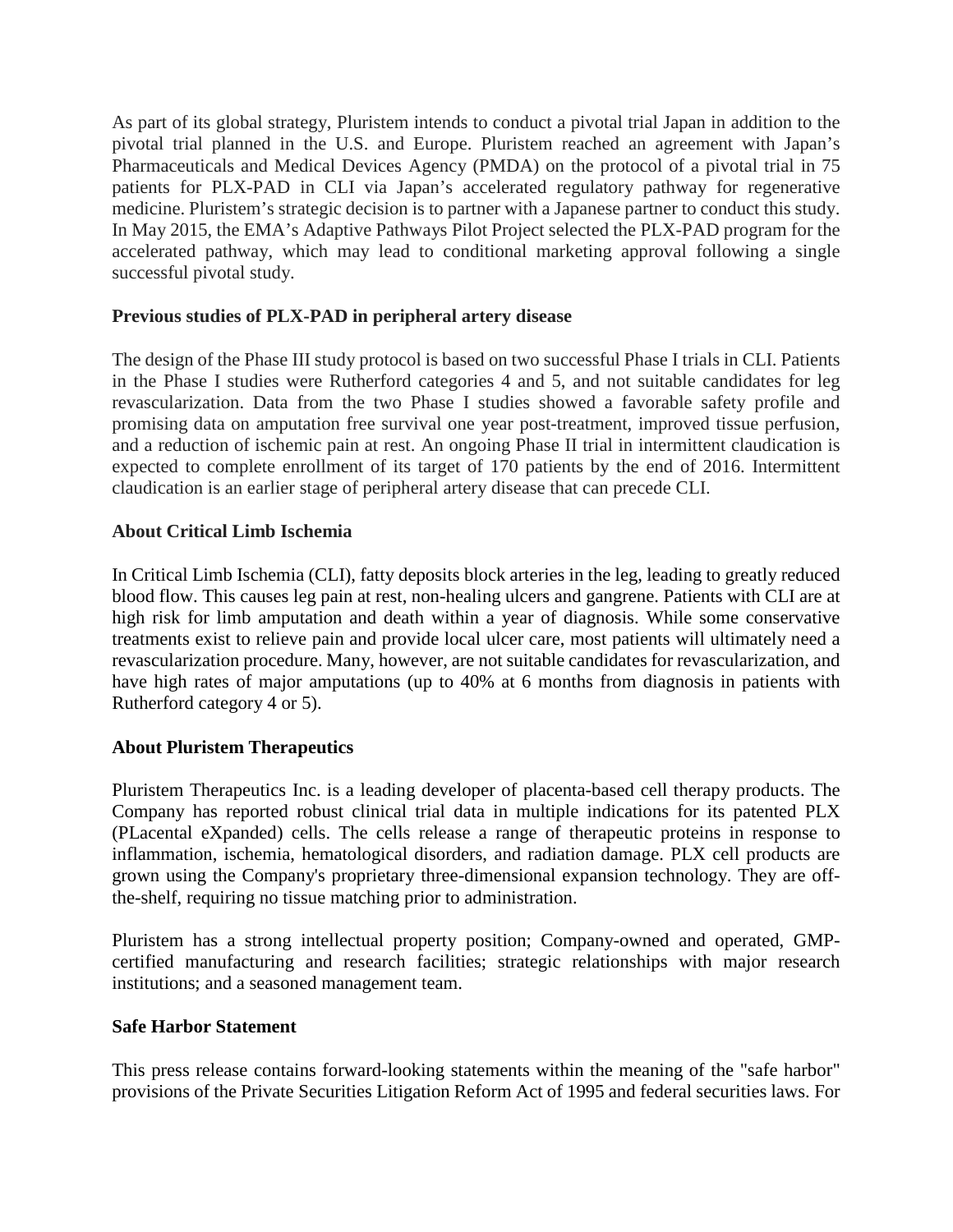As part of its global strategy, Pluristem intends to conduct a pivotal trial Japan in addition to the pivotal trial planned in the U.S. and Europe. Pluristem reached an agreement with Japan's Pharmaceuticals and Medical Devices Agency (PMDA) on the protocol of a pivotal trial in 75 patients for PLX-PAD in CLI via Japan's accelerated regulatory pathway for regenerative medicine. Pluristem's strategic decision is to partner with a Japanese partner to conduct this study. In May 2015, the EMA's Adaptive Pathways Pilot Project selected the PLX-PAD program for the accelerated pathway, which may lead to conditional marketing approval following a single successful pivotal study.

**Previous studies of PLX-PAD in peripheral artery disease**

The design of the Phase III study protocol is based on two successful Phase I trials in CLI. Patients in the Phase I studies were Rutherford categories 4 and 5, and not suitable candidates for leg revascularization. Data from the two Phase I studies showed a favorable safety profile and promising data on amputation free survival one year post-treatment, improved tissue perfusion, and a reduction of ischemic pain at rest. An ongoing Phase II trial in intermittent claudication is expected to complete enrollment of its target of 170 patients by the end of 2016. Intermittent claudication is an earlier stage of peripheral artery disease that can precede CLI.

**About Critical Limb Ischemia**

In Critical Limb Ischemia (CLI), fatty deposits block arteries in the leg, leading to greatly reduced blood flow. This causes leg pain at rest, non-healing ulcers and gangrene. Patients with CLI are at high risk for limb amputation and death within a year of diagnosis. While some conservative treatments exist to relieve pain and provide local ulcer care, most patients will ultimately need a revascularization procedure. Many, however, are not suitable candidates for revascularization, and have high rates of major amputations (up to 40% at 6 months from diagnosis in patients with Rutherford category 4 or 5).

**About Pluristem Therapeutics**

Pluristem Therapeutics Inc. is a leading developer of placenta-based cell therapy products. The Company has reported robust clinical trial data in multiple indications for its patented PLX (PLacental eXpanded) cells. The cells release a range of therapeutic proteins in response to inflammation, ischemia, hematological disorders, and radiation damage. PLX cell products are grown using the Company's proprietary three-dimensional expansion technology. They are off-the-shelf, requiring no tissue matching prior to administration.

Pluristem has a strong intellectual property position; Company-owned and operated, GMP-certified manufacturing and research facilities; strategic relationships with major research institutions; and a seasoned management team.

**Safe Harbor Statement**

This press release contains forward-looking statements within the meaning of the "safe harbor" provisions of the Private Securities Litigation Reform Act of 1995 and federal securities laws. For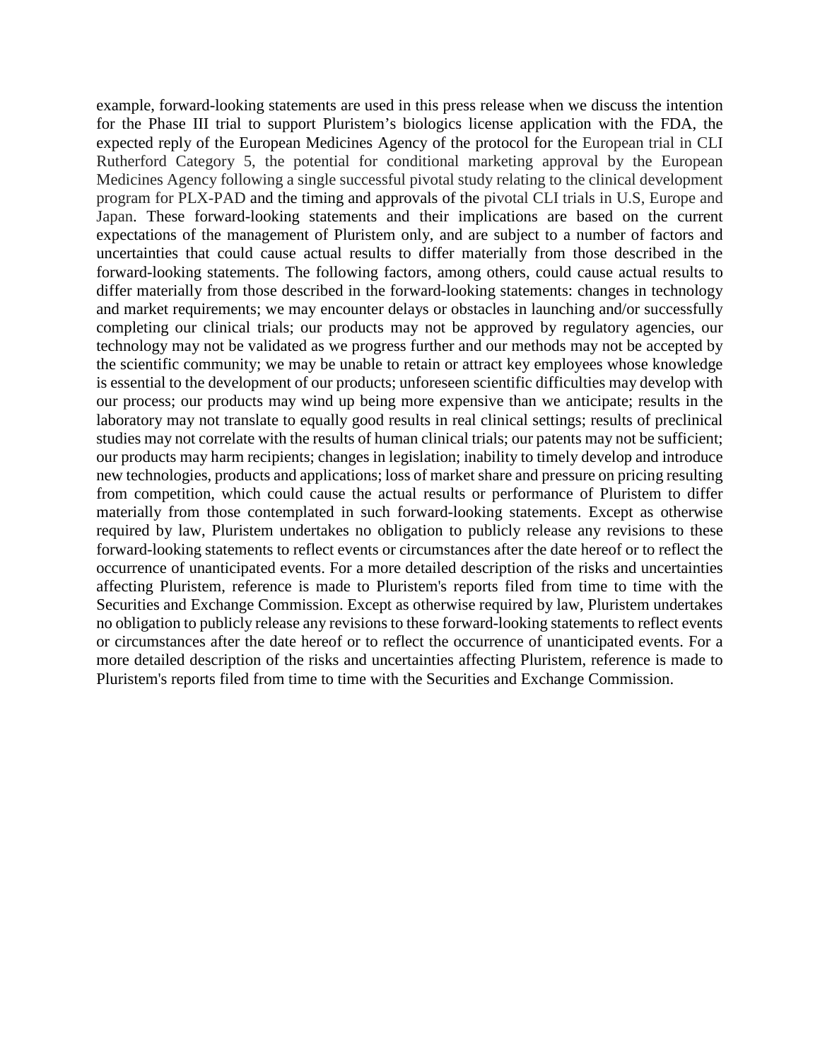example, forward-looking statements are used in this press release when we discuss the intention for the Phase III trial to support Pluristem's biologics license application with the FDA, the expected reply of the European Medicines Agency of the protocol for the European trial in CLI Rutherford Category 5, the potential for conditional marketing approval by the European Medicines Agency following a single successful pivotal study relating to the clinical development program for PLX-PAD and the timing and approvals of the pivotal CLI trials in U.S, Europe and Japan. These forward-looking statements and their implications are based on the current expectations of the management of Pluristem only, and are subject to a number of factors and uncertainties that could cause actual results to differ materially from those described in the forward-looking statements. The following factors, among others, could cause actual results to differ materially from those described in the forward-looking statements: changes in technology and market requirements; we may encounter delays or obstacles in launching and/or successfully completing our clinical trials; our products may not be approved by regulatory agencies, our technology may not be validated as we progress further and our methods may not be accepted by the scientific community; we may be unable to retain or attract key employees whose knowledge is essential to the development of our products; unforeseen scientific difficulties may develop with our process; our products may wind up being more expensive than we anticipate; results in the laboratory may not translate to equally good results in real clinical settings; results of preclinical studies may not correlate with the results of human clinical trials; our patents may not be sufficient; our products may harm recipients; changes in legislation; inability to timely develop and introduce new technologies, products and applications; loss of market share and pressure on pricing resulting from competition, which could cause the actual results or performance of Pluristem to differ materially from those contemplated in such forward-looking statements. Except as otherwise required by law, Pluristem undertakes no obligation to publicly release any revisions to these forward-looking statements to reflect events or circumstances after the date hereof or to reflect the occurrence of unanticipated events. For a more detailed description of the risks and uncertainties affecting Pluristem, reference is made to Pluristem's reports filed from time to time with the Securities and Exchange Commission. Except as otherwise required by law, Pluristem undertakes no obligation to publicly release any revisions to these forward-looking statements to reflect events or circumstances after the date hereof or to reflect the occurrence of unanticipated events. For a more detailed description of the risks and uncertainties affecting Pluristem, reference is made to Pluristem's reports filed from time to time with the Securities and Exchange Commission.